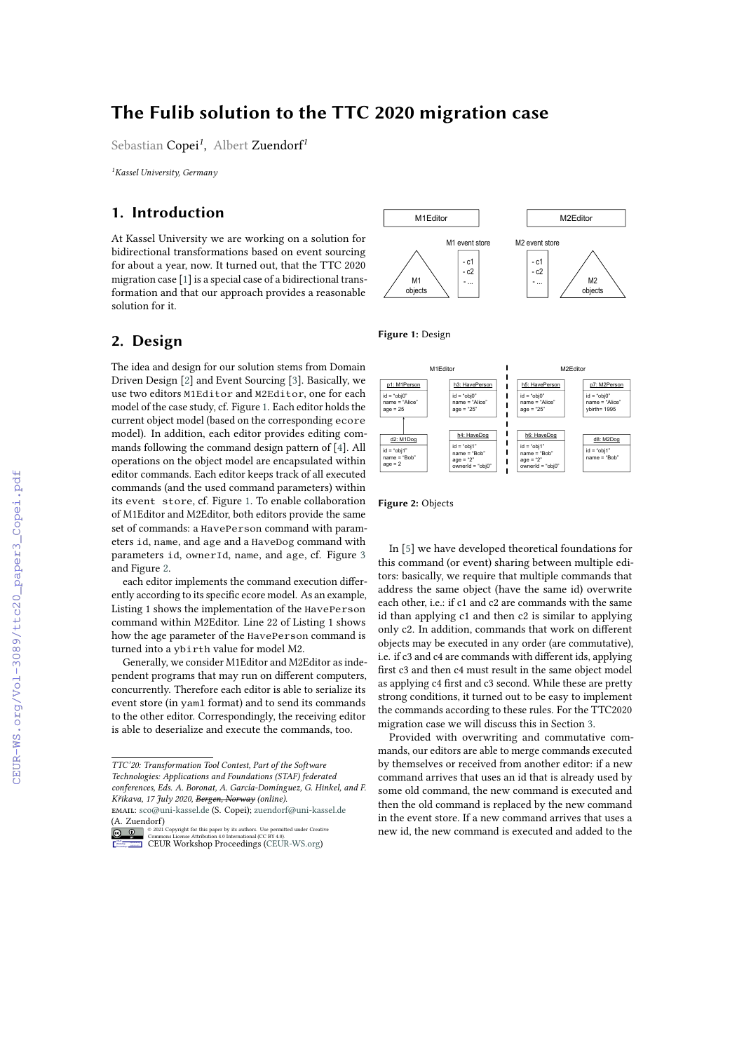# The Fulib solution to the TTC 2020 migration case

Sebastian Copei[1], Albert Zuendorf[1]

[1]*Kassel University, Germany*

## 1. Introduction

At Kassel University we are working on a solution for bidirectional transformations based on event sourcing for about a year, now. It turned out, that the TTC 2020 migration case [1] is a special case of a bidirectional transformation and that our approach provides a reasonable solution for it.

## 2. Design

The idea and design for our solution stems from Domain Driven Design [2] and Event Sourcing [3]. Basically, we use two editors `M1Editor` and `M2Editor`, one for each model of the case study, cf. Figure 1. Each editor holds the current object model (based on the corresponding `ecore` model). In addition, each editor provides editing commands following the command design pattern of [4]. All operations on the object model are encapsulated within editor commands. Each editor keeps track of all executed commands (and the used command parameters) within its `event store`, cf. Figure 1. To enable collaboration of M1Editor and M2Editor, both editors provide the same set of commands: a `HavePerson` command with parameters `id`, `name`, and `age` and a `HaveDog` command with parameters `id`, `ownerId`, `name`, and `age`, cf. Figure 3 and Figure 2.

each editor implements the command execution differently according to its specific ecore model. As an example, Listing 1 shows the implementation of the `HavePerson` command within M2Editor. Line 22 of Listing 1 shows how the age parameter of the `HavePerson` command is turned into a `ybirth` value for model M2.

Generally, we consider M1Editor and M2Editor as independent programs that may run on different computers, concurrently. Therefore each editor is able to serialize its event store (in `yaml` format) and to send its commands to the other editor. Correspondingly, the receiving editor is able to deserialize and execute the commands, too.

Figure 1: Design

Figure 2: Objects

In [5] we have developed theoretical foundations for this command (or event) sharing between multiple editors: basically, we require that multiple commands that address the same object (have the same id) overwrite each other, i.e.: if c1 and c2 are commands with the same id than applying c1 and then c2 is similar to applying only c2. In addition, commands that work on different objects may be executed in any order (are commutative), i.e. if c3 and c4 are commands with different ids, applying first c3 and then c4 must result in the same object model as applying c4 first and c3 second. While these are pretty strong conditions, it turned out to be easy to implement the commands according to these rules. For the TTC2020 migration case we will discuss this in Section 3.

Provided with overwriting and commutative commands, our editors are able to merge commands executed by themselves or received from another editor: if a new command arrives that uses an id that is already used by some old command, the new command is executed and then the old command is replaced by the new command in the event store. If a new command arrives that uses a new id, the new command is executed and added to the

---

*TTC'20: Transformation Tool Contest, Part of the Software Technologies: Applications and Foundations (STAF) federated conferences, Eds. A. Boronat, A. García-Domínguez, G. Hinkel, and F. Křikava, 17 July 2020, ~~Bergen, Norway~~ (online).*

EMAIL: sco@uni-kassel.de (S. Copei); zuendorf@uni-kassel.de (A. Zuendorf)

© 2021 Copyright for this paper by its authors. Use permitted under Creative Commons License Attribution 4.0 International (CC BY 4.0).

CEUR Workshop Proceedings (CEUR-WS.org)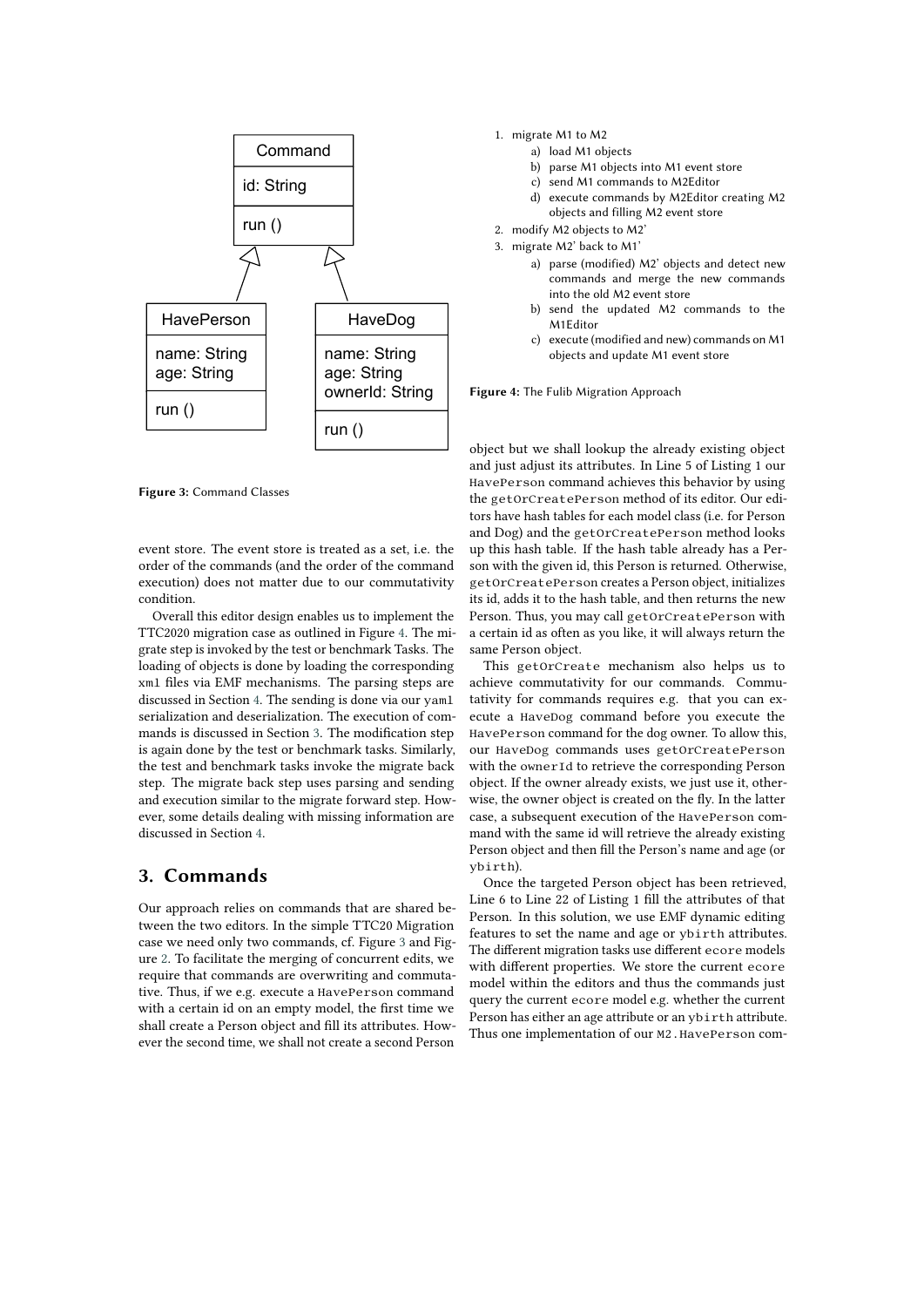Figure 3: Command Classes

event store. The event store is treated as a set, i.e. the order of the commands (and the order of the command execution) does not matter due to our commutativity condition.

Overall this editor design enables us to implement the TTC2020 migration case as outlined in Figure 4. The migrate step is invoked by the test or benchmark Tasks. The loading of objects is done by loading the corresponding `xml` files via EMF mechanisms. The parsing steps are discussed in Section 4. The sending is done via our `yaml` serialization and deserialization. The execution of commands is discussed in Section 3. The modification step is again done by the test or benchmark tasks. Similarly, the test and benchmark tasks invoke the migrate back step. The migrate back step uses parsing and sending and execution similar to the migrate forward step. However, some details dealing with missing information are discussed in Section 4.

## 3. Commands

Our approach relies on commands that are shared between the two editors. In the simple TTC20 Migration case we need only two commands, cf. Figure 3 and Figure 2. To facilitate the merging of concurrent edits, we require that commands are overwriting and commutative. Thus, if we e.g. execute a `HavePerson` command with a certain id on an empty model, the first time we shall create a Person object and fill its attributes. However the second time, we shall not create a second Person

1. migrate M1 to M2
   a) load M1 objects
   b) parse M1 objects into M1 event store
   c) send M1 commands to M2Editor
   d) execute commands by M2Editor creating M2 objects and filling M2 event store
2. modify M2 objects to M2'
3. migrate M2' back to M1'
   a) parse (modified) M2' objects and detect new commands and merge the new commands into the old M2 event store
   b) send the updated M2 commands to the M1Editor
   c) execute (modified and new) commands on M1 objects and update M1 event store

**Figure 4:** The Fulib Migration Approach

object but we shall lookup the already existing object and just adjust its attributes. In Line 5 of Listing 1 our `HavePerson` command achieves this behavior by using the `getOrCreatePerson` method of its editor. Our editors have hash tables for each model class (i.e. for Person and Dog) and the `getOrCreatePerson` method looks up this hash table. If the hash table already has a Person with the given id, this Person is returned. Otherwise, `getOrCreatePerson` creates a Person object, initializes its id, adds it to the hash table, and then returns the new Person. Thus, you may call `getOrCreatePerson` with a certain id as often as you like, it will always return the same Person object.

This `getOrCreate` mechanism also helps us to achieve commutativity for our commands. Commutativity for commands requires e.g. that you can execute a `HaveDog` command before you execute the `HavePerson` command for the dog owner. To allow this, our `HaveDog` commands uses `getOrCreatePerson` with the `ownerId` to retrieve the corresponding Person object. If the owner already exists, we just use it, otherwise, the owner object is created on the fly. In the latter case, a subsequent execution of the `HavePerson` command with the same id will retrieve the already existing Person object and then fill the Person's name and age (or `ybirth`).

Once the targeted Person object has been retrieved, Line 6 to Line 22 of Listing 1 fill the attributes of that Person. In this solution, we use EMF dynamic editing features to set the name and age or `ybirth` attributes. The different migration tasks use different `ecore` models with different properties. We store the current `ecore` model within the editors and thus the commands just query the current `ecore` model e.g. whether the current Person has either an age attribute or an `ybirth` attribute. Thus one implementation of our `M2.HavePerson` com-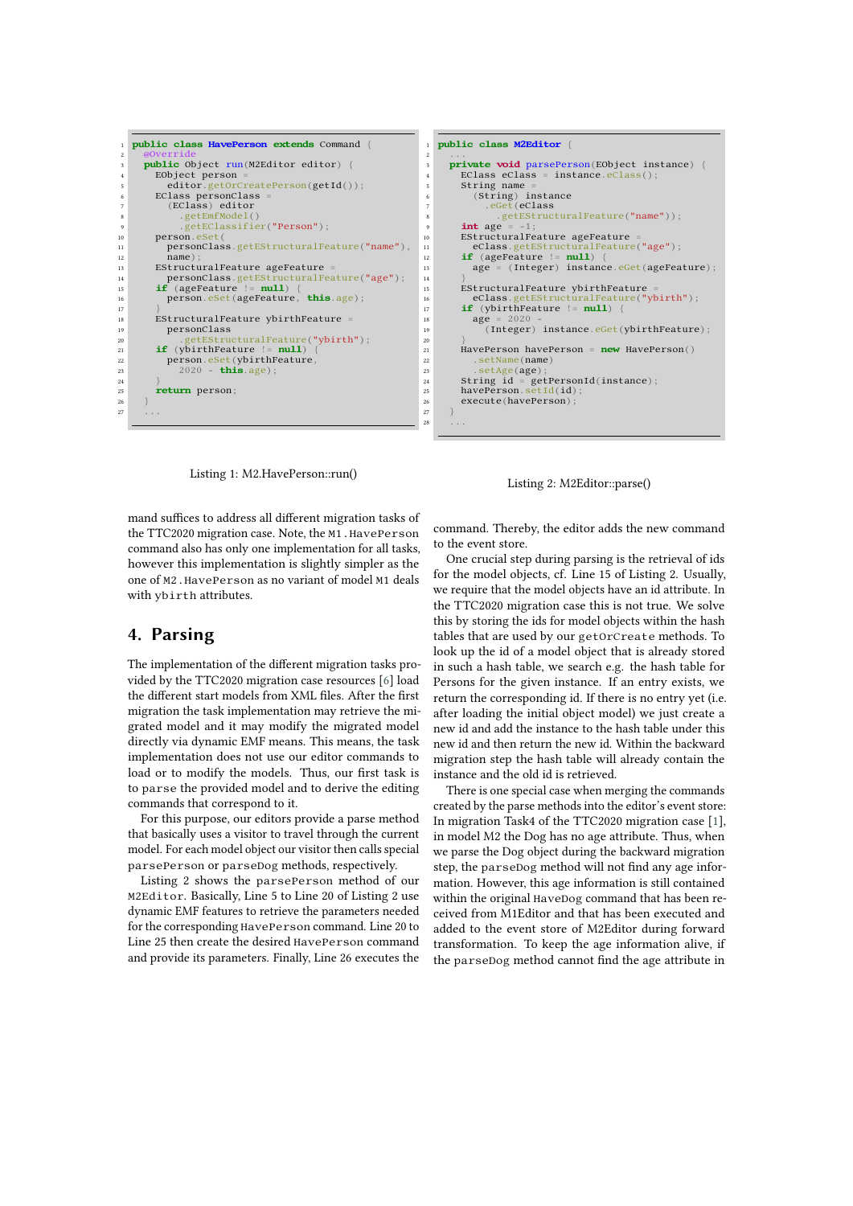```java
public class HavePerson extends Command {
  @Override
  public Object run(M2Editor editor) {
    EObject person =
      editor.getOrCreatePerson(getId());
    EClass personClass =
      (EClass) editor
        .getEmfModel()
        .getEClassifier("Person");
    person.eSet(
      personClass.getEStructuralFeature("name"),
      name);
    EStructuralFeature ageFeature =
      personClass.getEStructuralFeature("age");
    if (ageFeature != null) {
      person.eSet(ageFeature, this.age);
    }
    EStructuralFeature ybirthFeature =
      personClass
        .getEStructuralFeature("ybirth");
    if (ybirthFeature != null) {
      person.eSet(ybirthFeature,
        2020 - this.age);
    }
    return person;
  }
  ...
```

Listing 1: M2.HavePerson::run()

```java
public class M2Editor {
  ...
  private void parsePerson(EObject instance) {
    EClass eClass = instance.eClass();
    String name =
      (String) instance
        .eGet(eClass
          .getEStructuralFeature("name"));
    int age = -1;
    EStructuralFeature ageFeature =
      eClass.getEStructuralFeature("age");
    if (ageFeature != null) {
      age = (Integer) instance.eGet(ageFeature);
    }
    EStructuralFeature ybirthFeature =
      eClass.getEStructuralFeature("ybirth");
    if (ybirthFeature != null) {
      age = 2020 -
        (Integer) instance.eGet(ybirthFeature);
    }
    HavePerson havePerson = new HavePerson()
      .setName(name)
      .setAge(age);
    String id = getPersonId(instance);
    havePerson.setId(id);
    execute(havePerson);
  }
  ...
```

Listing 2: M2Editor::parse()

mand suffices to address all different migration tasks of the TTC2020 migration case. Note, the `M1.HavePerson` command also has only one implementation for all tasks, however this implementation is slightly simpler as the one of `M2.HavePerson` as no variant of model `M1` deals with `ybirth` attributes.

## 4. Parsing

The implementation of the different migration tasks provided by the TTC2020 migration case resources [6] load the different start models from XML files. After the first migration the task implementation may retrieve the migrated model and it may modify the migrated model directly via dynamic EMF means. This means, the task implementation does not use our editor commands to load or to modify the models. Thus, our first task is to `parse` the provided model and to derive the editing commands that correspond to it.

For this purpose, our editors provide a parse method that basically uses a visitor to travel through the current model. For each model object our visitor then calls special `parsePerson` or `parseDog` methods, respectively.

Listing 2 shows the `parsePerson` method of our `M2Editor`. Basically, Line 5 to Line 20 of Listing 2 use dynamic EMF features to retrieve the parameters needed for the corresponding `HavePerson` command. Line 20 to Line 25 then create the desired `HavePerson` command and provide its parameters. Finally, Line 26 executes the command. Thereby, the editor adds the new command to the event store.

One crucial step during parsing is the retrieval of ids for the model objects, cf. Line 15 of Listing 2. Usually, we require that the model objects have an id attribute. In the TTC2020 migration case this is not true. We solve this by storing the ids for model objects within the hash tables that are used by our `getOrCreate` methods. To look up the id of a model object that is already stored in such a hash table, we search e.g. the hash table for Persons for the given instance. If an entry exists, we return the corresponding id. If there is no entry yet (i.e. after loading the initial object model) we just create a new id and add the instance to the hash table under this new id and then return the new id. Within the backward migration step the hash table will already contain the instance and the old id is retrieved.

There is one special case when merging the commands created by the parse methods into the editor's event store: In migration Task4 of the TTC2020 migration case [1], in model M2 the Dog has no age attribute. Thus, when we parse the Dog object during the backward migration step, the `parseDog` method will not find any age information. However, this age information is still contained within the original `HaveDog` command that has been received from M1Editor and that has been executed and added to the event store of M2Editor during forward transformation. To keep the age information alive, if the `parseDog` method cannot find the age attribute in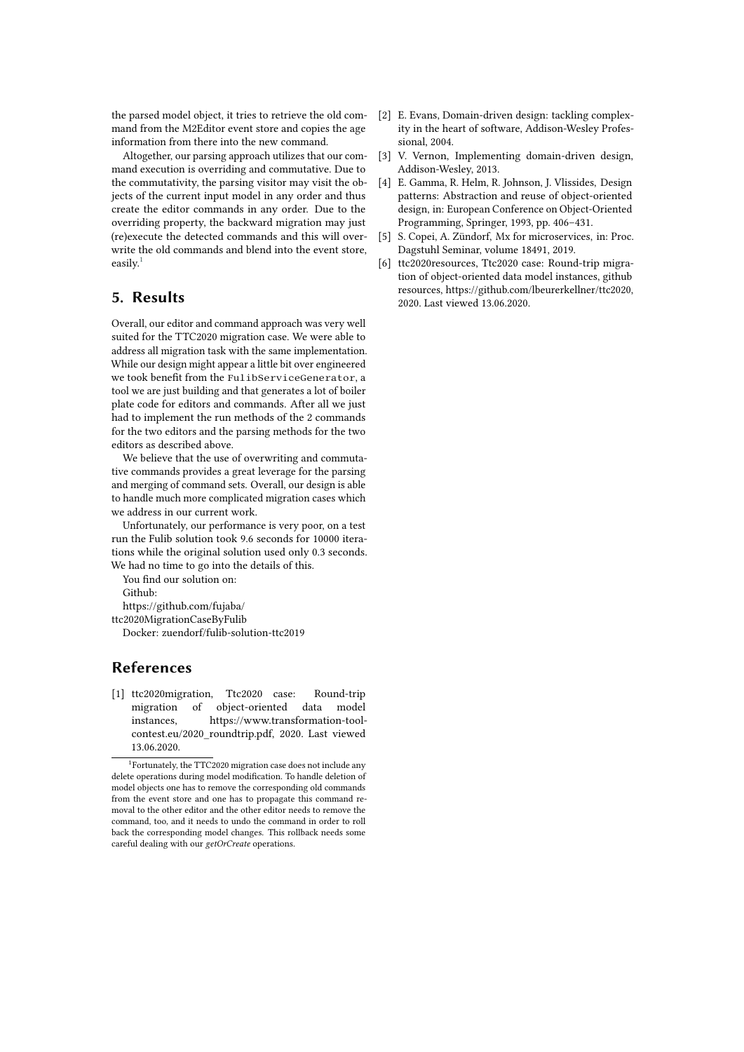the parsed model object, it tries to retrieve the old command from the M2Editor event store and copies the age information from there into the new command.

Altogether, our parsing approach utilizes that our command execution is overriding and commutative. Due to the commutativity, the parsing visitor may visit the objects of the current input model in any order and thus create the editor commands in any order. Due to the overriding property, the backward migration may just (re)execute the detected commands and this will overwrite the old commands and blend into the event store, easily.[1]

## 5. Results

Overall, our editor and command approach was very well suited for the TTC2020 migration case. We were able to address all migration task with the same implementation. While our design might appear a little bit over engineered we took benefit from the `FulibServiceGenerator`, a tool we are just building and that generates a lot of boiler plate code for editors and commands. After all we just had to implement the run methods of the 2 commands for the two editors and the parsing methods for the two editors as described above.

We believe that the use of overwriting and commutative commands provides a great leverage for the parsing and merging of command sets. Overall, our design is able to handle much more complicated migration cases which we address in our current work.

Unfortunately, our performance is very poor, on a test run the Fulib solution took 9.6 seconds for 10000 iterations while the original solution used only 0.3 seconds. We had no time to go into the details of this.

You find our solution on:

Github:

https://github.com/fujaba/ttc2020MigrationCaseByFulib

Docker: zuendorf/fulib-solution-ttc2019

## References

[1] ttc2020migration, Ttc2020 case: Round-trip migration of object-oriented data model instances, https://www.transformation-tool-contest.eu/2020_roundtrip.pdf, 2020. Last viewed 13.06.2020.

[2] E. Evans, Domain-driven design: tackling complexity in the heart of software, Addison-Wesley Professional, 2004.

[3] V. Vernon, Implementing domain-driven design, Addison-Wesley, 2013.

[4] E. Gamma, R. Helm, R. Johnson, J. Vlissides, Design patterns: Abstraction and reuse of object-oriented design, in: European Conference on Object-Oriented Programming, Springer, 1993, pp. 406–431.

[5] S. Copei, A. Zündorf, Mx for microservices, in: Proc. Dagstuhl Seminar, volume 18491, 2019.

[6] ttc2020resources, Ttc2020 case: Round-trip migration of object-oriented data model instances, github resources, https://github.com/lbeurerkellner/ttc2020, 2020. Last viewed 13.06.2020.

[1] Fortunately, the TTC2020 migration case does not include any delete operations during model modification. To handle deletion of model objects one has to remove the corresponding old commands from the event store and one has to propagate this command removal to the other editor and the other editor needs to remove the command, too, and it needs to undo the command in order to roll back the corresponding model changes. This rollback needs some careful dealing with our *getOrCreate* operations.